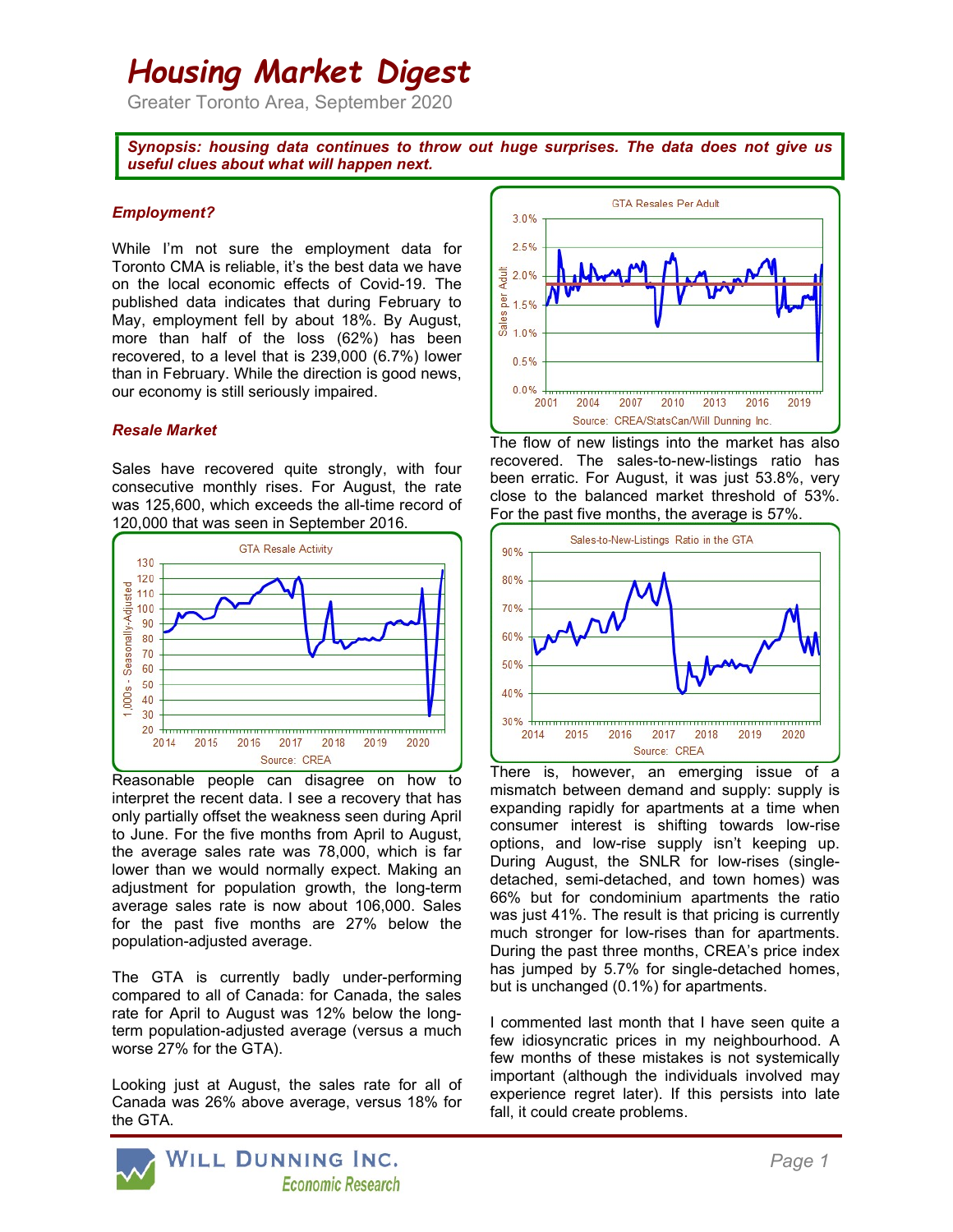# Housing Market Digest

Greater Toronto Area, September 2020

***Synopsis: housing data continues to throw out huge surprises. The data does not give us useful clues about what will happen next.***

### *Employment?*

While I'm not sure the employment data for Toronto CMA is reliable, it's the best data we have on the local economic effects of Covid-19. The published data indicates that during February to May, employment fell by about 18%. By August, more than half of the loss (62%) has been recovered, to a level that is 239,000 (6.7%) lower than in February. While the direction is good news, our economy is still seriously impaired.

### *Resale Market*

Sales have recovered quite strongly, with four consecutive monthly rises. For August, the rate was 125,600, which exceeds the all-time record of 120,000 that was seen in September 2016.

Reasonable people can disagree on how to interpret the recent data. I see a recovery that has only partially offset the weakness seen during April to June. For the five months from April to August, the average sales rate was 78,000, which is far lower than we would normally expect. Making an adjustment for population growth, the long-term average sales rate is now about 106,000. Sales for the past five months are 27% below the population-adjusted average.

The GTA is currently badly under-performing compared to all of Canada: for Canada, the sales rate for April to August was 12% below the long-term population-adjusted average (versus a much worse 27% for the GTA).

Looking just at August, the sales rate for all of Canada was 26% above average, versus 18% for the GTA.

The flow of new listings into the market has also recovered. The sales-to-new-listings ratio has been erratic. For August, it was just 53.8%, very close to the balanced market threshold of 53%. For the past five months, the average is 57%.

There is, however, an emerging issue of a mismatch between demand and supply: supply is expanding rapidly for apartments at a time when consumer interest is shifting towards low-rise options, and low-rise supply isn't keeping up. During August, the SNLR for low-rises (single-detached, semi-detached, and town homes) was 66% but for condominium apartments the ratio was just 41%. The result is that pricing is currently much stronger for low-rises than for apartments. During the past three months, CREA's price index has jumped by 5.7% for single-detached homes, but is unchanged (0.1%) for apartments.

I commented last month that I have seen quite a few idiosyncratic prices in my neighbourhood. A few months of these mistakes is not systemically important (although the individuals involved may experience regret later). If this persists into late fall, it could create problems.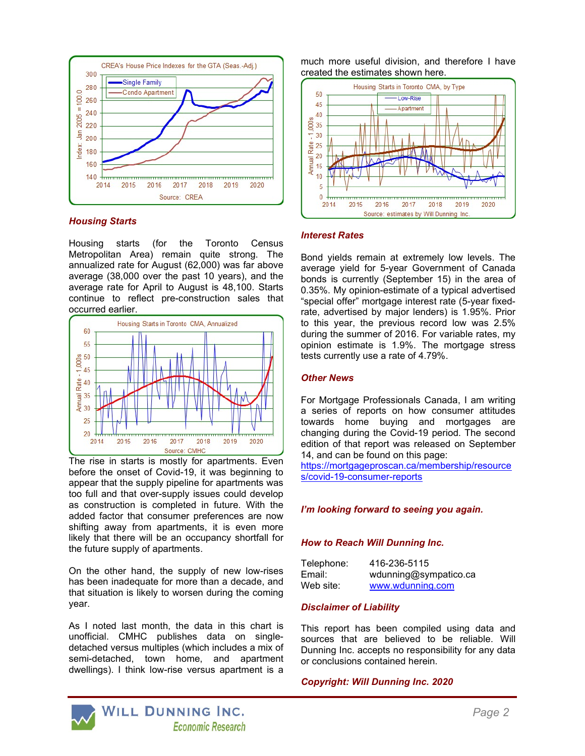CREA's House Price Indexes for the GTA (Seas.-Adj.)

Single Family

Condo Apartment

Index: Jan 2005 = 100.0

300
280
260
240
220
200
180
160
140

2014 2015 2016 2017 2018 2019 2020

Source: CREA

### Housing Starts

Housing starts (for the Toronto Census Metropolitan Area) remain quite strong. The annualized rate for August (62,000) was far above average (38,000 over the past 10 years), and the average rate for April to August is 48,100. Starts continue to reflect pre-construction sales that occurred earlier.

Housing Starts in Toronto CMA, Annualized

Annual Rate - 1,000s

60
55
50
45
40
35
30
25
20

2014 2015 2016 2017 2018 2019 2020

Source: CMHC

The rise in starts is mostly for apartments. Even before the onset of Covid-19, it was beginning to appear that the supply pipeline for apartments was too full and that over-supply issues could develop as construction is completed in future. With the added factor that consumer preferences are now shifting away from apartments, it is even more likely that there will be an occupancy shortfall for the future supply of apartments.

On the other hand, the supply of new low-rises has been inadequate for more than a decade, and that situation is likely to worsen during the coming year.

As I noted last month, the data in this chart is unofficial. CMHC publishes data on single-detached versus multiples (which includes a mix of semi-detached, town home, and apartment dwellings). I think low-rise versus apartment is a much more useful division, and therefore I have created the estimates shown here.

Housing Starts in Toronto CMA, by Type

Low-Rise

Apartment

Annual Rate - 1,000s

50
45
40
35
30
25
20
15
10
5
0

2014 2015 2016 2017 2018 2019 2020

Source: estimates by Will Dunning Inc.

### Interest Rates

Bond yields remain at extremely low levels. The average yield for 5-year Government of Canada bonds is currently (September 15) in the area of 0.35%. My opinion-estimate of a typical advertised "special offer" mortgage interest rate (5-year fixed-rate, advertised by major lenders) is 1.95%. Prior to this year, the previous record low was 2.5% during the summer of 2016. For variable rates, my opinion estimate is 1.9%. The mortgage stress tests currently use a rate of 4.79%.

### Other News

For Mortgage Professionals Canada, I am writing a series of reports on how consumer attitudes towards home buying and mortgages are changing during the Covid-19 period. The second edition of that report was released on September 14, and can be found on this page: https://mortgageproscan.ca/membership/resources/covid-19-consumer-reports

***I'm looking forward to seeing you again.***

### How to Reach Will Dunning Inc.

| | |
|---|---|
| Telephone: | 416-236-5115 |
| Email: | wdunning@sympatico.ca |
| Web site: | www.wdunning.com |

### Disclaimer of Liability

This report has been compiled using data and sources that are believed to be reliable. Will Dunning Inc. accepts no responsibility for any data or conclusions contained herein.

***Copyright: Will Dunning Inc. 2020***